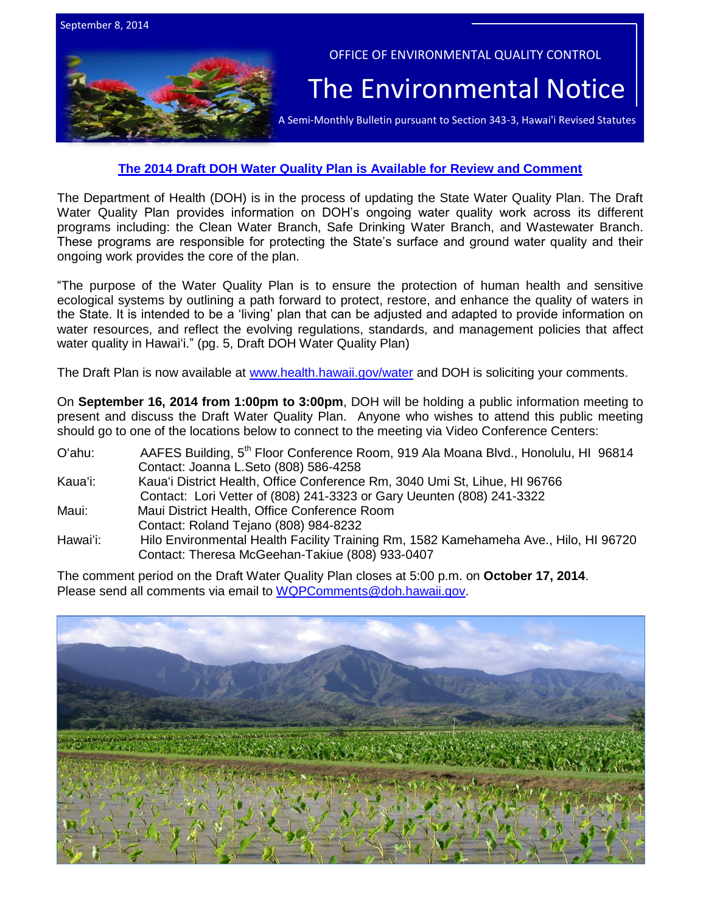September 8, 2014

OFFICE OF ENVIRONMENTAL QUALITY CONTROL

# The Environmental Notice

A Semi-Monthly Bulletin pursuant to Section 343-3, Hawai'i Revised Statutes

## The 2014 Draft DOH Water Quality Plan is Available for Review and Comment

The Department of Health (DOH) is in the process of updating the State Water Quality Plan. The Draft Water Quality Plan provides information on DOH's ongoing water quality work across its different programs including: the Clean Water Branch, Safe Drinking Water Branch, and Wastewater Branch. These programs are responsible for protecting the State's surface and ground water quality and their ongoing work provides the core of the plan.

"The purpose of the Water Quality Plan is to ensure the protection of human health and sensitive ecological systems by outlining a path forward to protect, restore, and enhance the quality of waters in the State. It is intended to be a 'living' plan that can be adjusted and adapted to provide information on water resources, and reflect the evolving regulations, standards, and management policies that affect water quality in Hawai'i." (pg. 5, Draft DOH Water Quality Plan)

The Draft Plan is now available at www.health.hawaii.gov/water and DOH is soliciting your comments.

On **September 16, 2014 from 1:00pm to 3:00pm**, DOH will be holding a public information meeting to present and discuss the Draft Water Quality Plan. Anyone who wishes to attend this public meeting should go to one of the locations below to connect to the meeting via Video Conference Centers:

O'ahu: AAFES Building, 5th Floor Conference Room, 919 Ala Moana Blvd., Honolulu, HI 96814
Contact: Joanna L.Seto (808) 586-4258

Kaua'i: Kaua'i District Health, Office Conference Rm, 3040 Umi St, Lihue, HI 96766
Contact: Lori Vetter of (808) 241-3323 or Gary Ueunten (808) 241-3322

Maui: Maui District Health, Office Conference Room
Contact: Roland Tejano (808) 984-8232

Hawai'i: Hilo Environmental Health Facility Training Rm, 1582 Kamehameha Ave., Hilo, HI 96720
Contact: Theresa McGeehan-Takiue (808) 933-0407

The comment period on the Draft Water Quality Plan closes at 5:00 p.m. on **October 17, 2014**. Please send all comments via email to WQPComments@doh.hawaii.gov.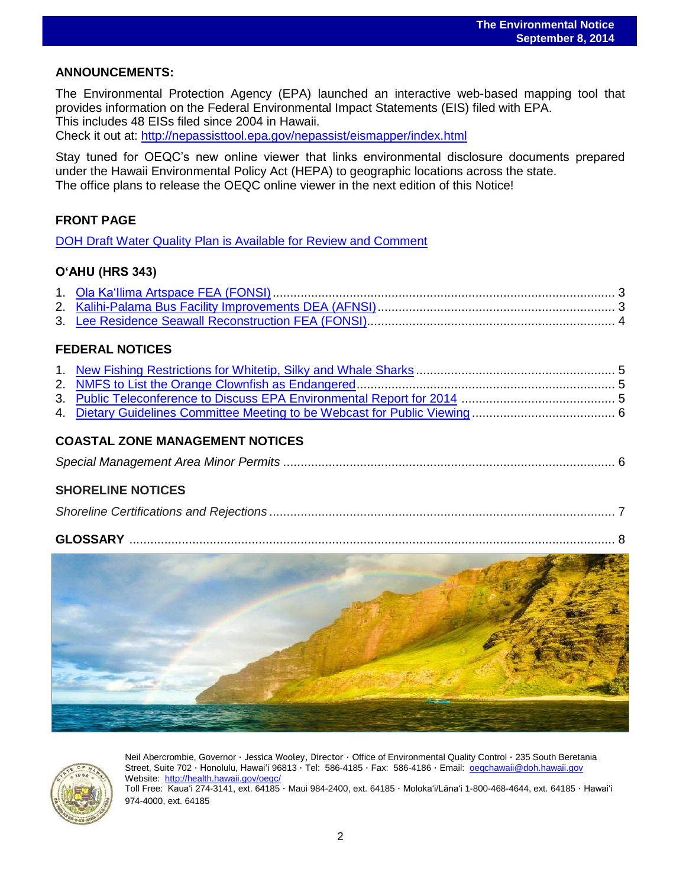## ANNOUNCEMENTS:

The Environmental Protection Agency (EPA) launched an interactive web-based mapping tool that provides information on the Federal Environmental Impact Statements (EIS) filed with EPA. This includes 48 EISs filed since 2004 in Hawaii.
Check it out at: http://nepassisttool.epa.gov/nepassist/eismapper/index.html

Stay tuned for OEQC's new online viewer that links environmental disclosure documents prepared under the Hawaii Environmental Policy Act (HEPA) to geographic locations across the state. The office plans to release the OEQC online viewer in the next edition of this Notice!

## FRONT PAGE

DOH Draft Water Quality Plan is Available for Review and Comment

## O'AHU (HRS 343)

1. Ola Ka'Ilima Artspace FEA (FONSI) .......... 3
2. Kalihi-Palama Bus Facility Improvements DEA (AFNSI) .......... 3
3. Lee Residence Seawall Reconstruction FEA (FONSI) .......... 4

## FEDERAL NOTICES

1. New Fishing Restrictions for Whitetip, Silky and Whale Sharks .......... 5
2. NMFS to List the Orange Clownfish as Endangered .......... 5
3. Public Teleconference to Discuss EPA Environmental Report for 2014 .......... 5
4. Dietary Guidelines Committee Meeting to be Webcast for Public Viewing .......... 6

## COASTAL ZONE MANAGEMENT NOTICES

*Special Management Area Minor Permits* .......... 6

## SHORELINE NOTICES

*Shoreline Certifications and Rejections* .......... 7

## GLOSSARY .......... 8

Neil Abercrombie, Governor · Jessica Wooley, Director · Office of Environmental Quality Control · 235 South Beretania Street, Suite 702 · Honolulu, Hawai'i 96813 · Tel: 586-4185 · Fax: 586-4186 · Email: oeqchawaii@doh.hawaii.gov
Website: http://health.hawaii.gov/oeqc/
Toll Free: Kaua'i 274-3141, ext. 64185 · Maui 984-2400, ext. 64185 · Moloka'i/Lāna'i 1-800-468-4644, ext. 64185 · Hawai'i 974-4000, ext. 64185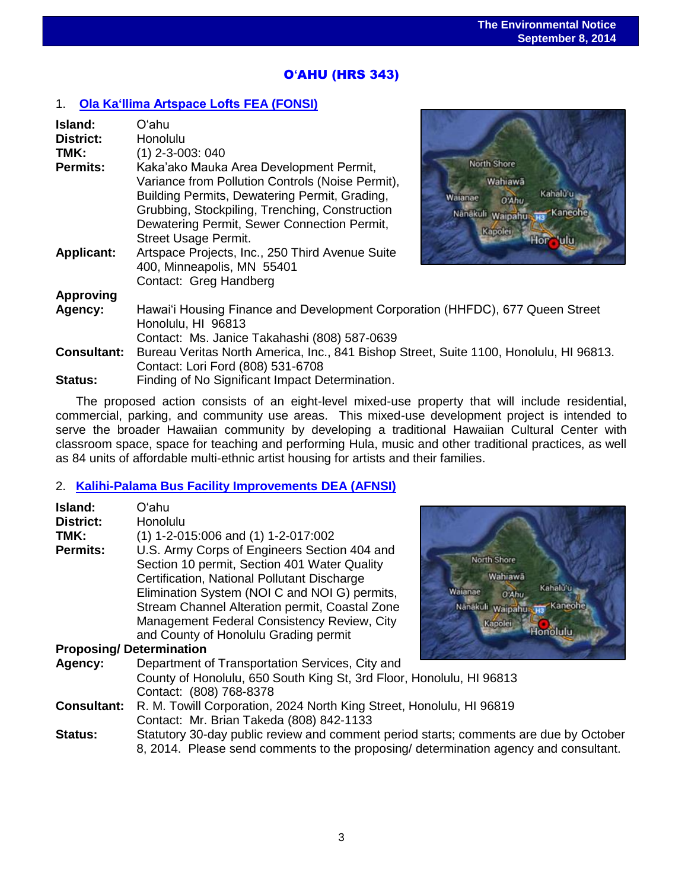## OʻAHU (HRS 343)

### 1. Ola Kaʻllima Artspace Lofts FEA (FONSI)

**Island:** Oʻahu
**District:** Honolulu
**TMK:** (1) 2-3-003: 040
**Permits:** Kaka'ako Mauka Area Development Permit, Variance from Pollution Controls (Noise Permit), Building Permits, Dewatering Permit, Grading, Grubbing, Stockpiling, Trenching, Construction Dewatering Permit, Sewer Connection Permit, Street Usage Permit.
**Applicant:** Artspace Projects, Inc., 250 Third Avenue Suite 400, Minneapolis, MN 55401
Contact: Greg Handberg
**Approving Agency:** Hawaiʻi Housing Finance and Development Corporation (HHFDC), 677 Queen Street Honolulu, HI 96813
Contact: Ms. Janice Takahashi (808) 587-0639
**Consultant:** Bureau Veritas North America, Inc., 841 Bishop Street, Suite 1100, Honolulu, HI 96813. Contact: Lori Ford (808) 531-6708
**Status:** Finding of No Significant Impact Determination.

The proposed action consists of an eight-level mixed-use property that will include residential, commercial, parking, and community use areas. This mixed-use development project is intended to serve the broader Hawaiian community by developing a traditional Hawaiian Cultural Center with classroom space, space for teaching and performing Hula, music and other traditional practices, as well as 84 units of affordable multi-ethnic artist housing for artists and their families.

### 2. Kalihi-Palama Bus Facility Improvements DEA (AFNSI)

**Island:** Oʻahu
**District:** Honolulu
**TMK:** (1) 1-2-015:006 and (1) 1-2-017:002
**Permits:** U.S. Army Corps of Engineers Section 404 and Section 10 permit, Section 401 Water Quality Certification, National Pollutant Discharge Elimination System (NOI C and NOI G) permits, Stream Channel Alteration permit, Coastal Zone Management Federal Consistency Review, City and County of Honolulu Grading permit
**Proposing/ Determination Agency:** Department of Transportation Services, City and County of Honolulu, 650 South King St, 3rd Floor, Honolulu, HI 96813
Contact: (808) 768-8378
**Consultant:** R. M. Towill Corporation, 2024 North King Street, Honolulu, HI 96819
Contact: Mr. Brian Takeda (808) 842-1133
**Status:** Statutory 30-day public review and comment period starts; comments are due by October 8, 2014. Please send comments to the proposing/ determination agency and consultant.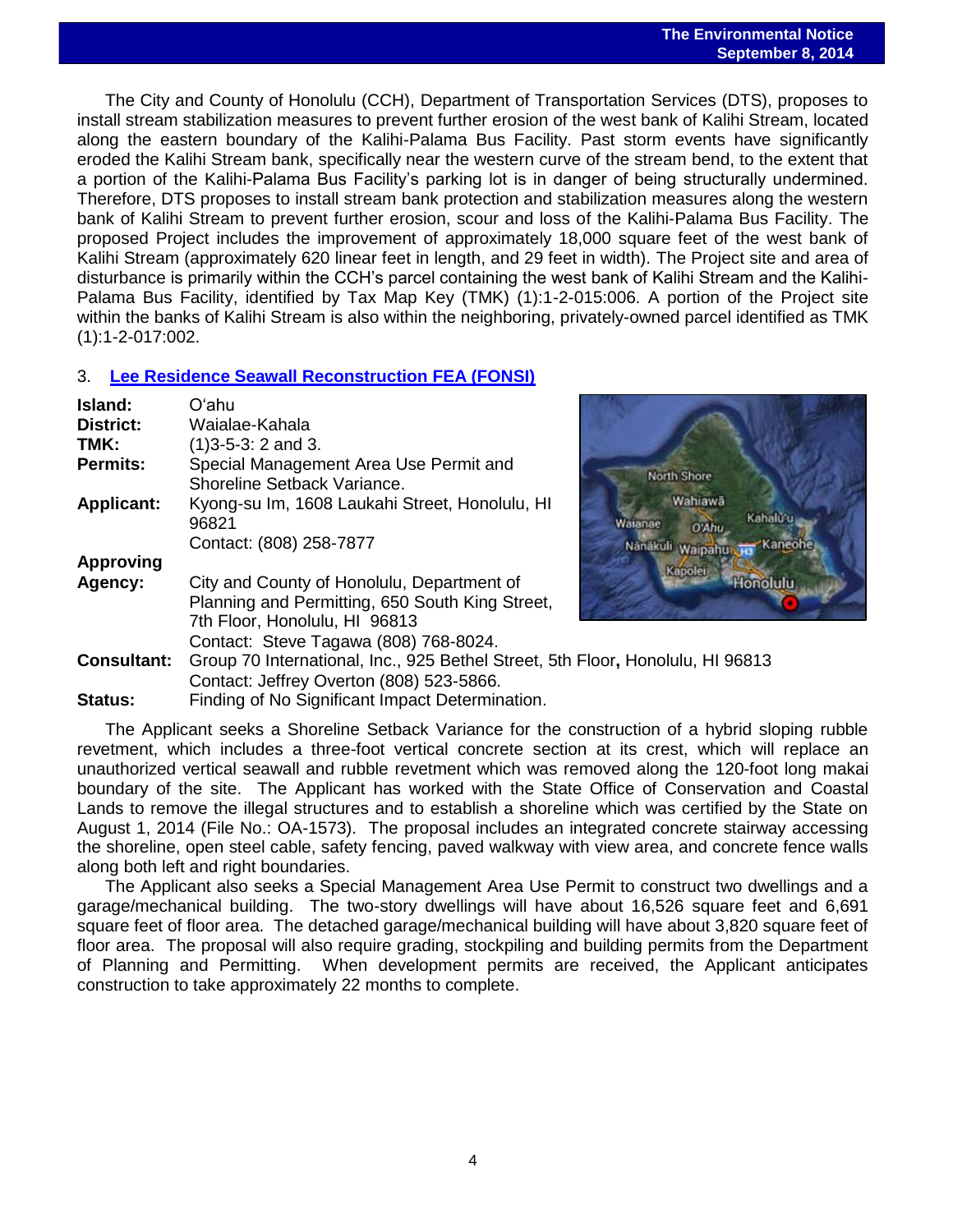The City and County of Honolulu (CCH), Department of Transportation Services (DTS), proposes to install stream stabilization measures to prevent further erosion of the west bank of Kalihi Stream, located along the eastern boundary of the Kalihi-Palama Bus Facility. Past storm events have significantly eroded the Kalihi Stream bank, specifically near the western curve of the stream bend, to the extent that a portion of the Kalihi-Palama Bus Facility's parking lot is in danger of being structurally undermined. Therefore, DTS proposes to install stream bank protection and stabilization measures along the western bank of Kalihi Stream to prevent further erosion, scour and loss of the Kalihi-Palama Bus Facility. The proposed Project includes the improvement of approximately 18,000 square feet of the west bank of Kalihi Stream (approximately 620 linear feet in length, and 29 feet in width). The Project site and area of disturbance is primarily within the CCH's parcel containing the west bank of Kalihi Stream and the Kalihi-Palama Bus Facility, identified by Tax Map Key (TMK) (1):1-2-015:006. A portion of the Project site within the banks of Kalihi Stream is also within the neighboring, privately-owned parcel identified as TMK (1):1-2-017:002.

## 3. Lee Residence Seawall Reconstruction FEA (FONSI)

**Island:** O'ahu
**District:** Waialae-Kahala
**TMK:** (1)3-5-3: 2 and 3.
**Permits:** Special Management Area Use Permit and Shoreline Setback Variance.
**Applicant:** Kyong-su Im, 1608 Laukahi Street, Honolulu, HI 96821
Contact: (808) 258-7877
**Approving Agency:** City and County of Honolulu, Department of Planning and Permitting, 650 South King Street, 7th Floor, Honolulu, HI 96813
Contact: Steve Tagawa (808) 768-8024.
**Consultant:** Group 70 International, Inc., 925 Bethel Street, 5th Floor**,** Honolulu, HI 96813
Contact: Jeffrey Overton (808) 523-5866.
**Status:** Finding of No Significant Impact Determination.

The Applicant seeks a Shoreline Setback Variance for the construction of a hybrid sloping rubble revetment, which includes a three-foot vertical concrete section at its crest, which will replace an unauthorized vertical seawall and rubble revetment which was removed along the 120-foot long makai boundary of the site. The Applicant has worked with the State Office of Conservation and Coastal Lands to remove the illegal structures and to establish a shoreline which was certified by the State on August 1, 2014 (File No.: OA-1573). The proposal includes an integrated concrete stairway accessing the shoreline, open steel cable, safety fencing, paved walkway with view area, and concrete fence walls along both left and right boundaries.

The Applicant also seeks a Special Management Area Use Permit to construct two dwellings and a garage/mechanical building. The two-story dwellings will have about 16,526 square feet and 6,691 square feet of floor area. The detached garage/mechanical building will have about 3,820 square feet of floor area. The proposal will also require grading, stockpiling and building permits from the Department of Planning and Permitting. When development permits are received, the Applicant anticipates construction to take approximately 22 months to complete.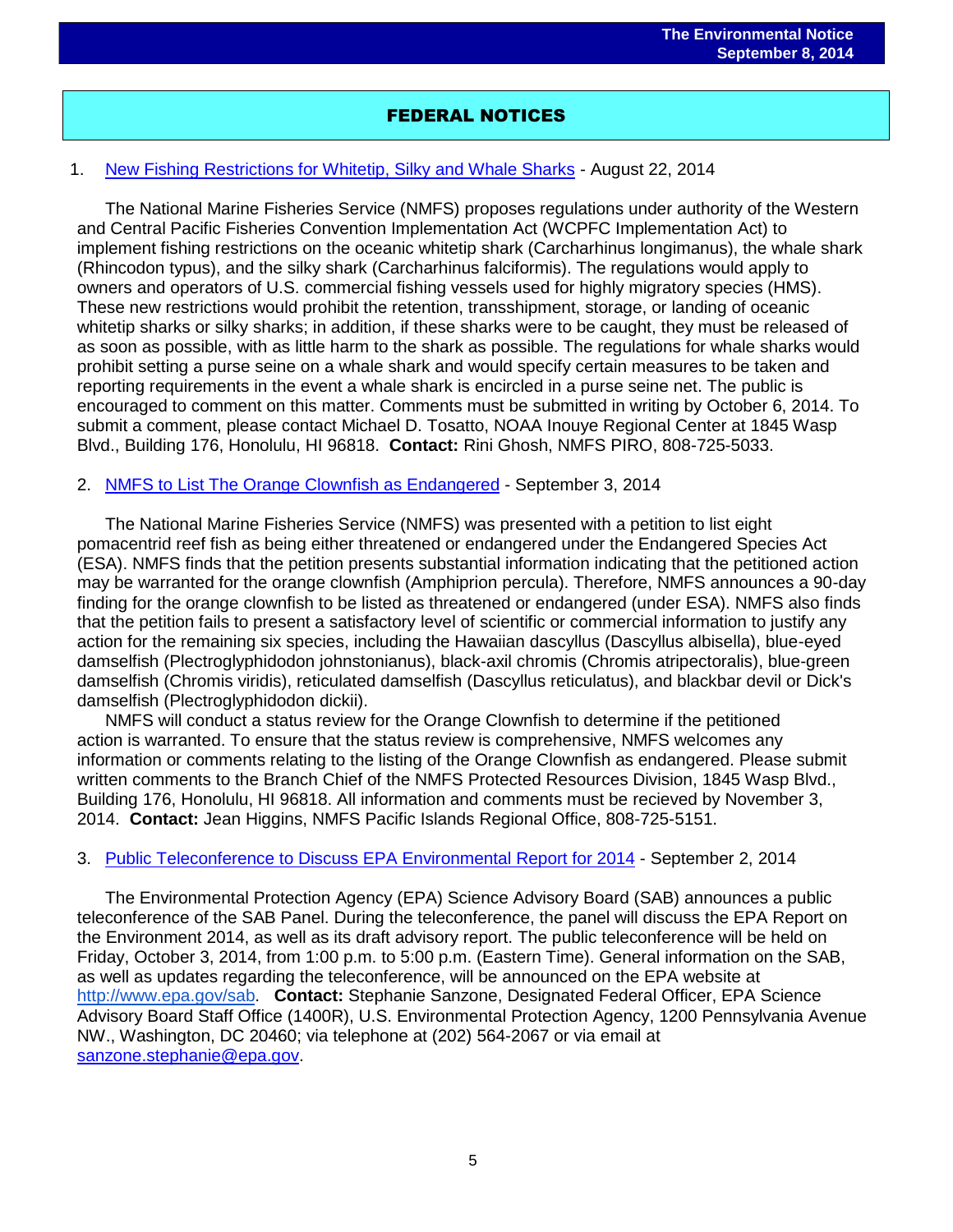## FEDERAL NOTICES

1. [New Fishing Restrictions for Whitetip, Silky and Whale Sharks](#) - August 22, 2014

The National Marine Fisheries Service (NMFS) proposes regulations under authority of the Western and Central Pacific Fisheries Convention Implementation Act (WCPFC Implementation Act) to implement fishing restrictions on the oceanic whitetip shark (Carcharhinus longimanus), the whale shark (Rhincodon typus), and the silky shark (Carcharhinus falciformis). The regulations would apply to owners and operators of U.S. commercial fishing vessels used for highly migratory species (HMS). These new restrictions would prohibit the retention, transshipment, storage, or landing of oceanic whitetip sharks or silky sharks; in addition, if these sharks were to be caught, they must be released of as soon as possible, with as little harm to the shark as possible. The regulations for whale sharks would prohibit setting a purse seine on a whale shark and would specify certain measures to be taken and reporting requirements in the event a whale shark is encircled in a purse seine net. The public is encouraged to comment on this matter. Comments must be submitted in writing by October 6, 2014. To submit a comment, please contact Michael D. Tosatto, NOAA Inouye Regional Center at 1845 Wasp Blvd., Building 176, Honolulu, HI 96818. **Contact:** Rini Ghosh, NMFS PIRO, 808-725-5033.

2. [NMFS to List The Orange Clownfish as Endangered](#) - September 3, 2014

The National Marine Fisheries Service (NMFS) was presented with a petition to list eight pomacentrid reef fish as being either threatened or endangered under the Endangered Species Act (ESA). NMFS finds that the petition presents substantial information indicating that the petitioned action may be warranted for the orange clownfish (Amphiprion percula). Therefore, NMFS announces a 90-day finding for the orange clownfish to be listed as threatened or endangered (under ESA). NMFS also finds that the petition fails to present a satisfactory level of scientific or commercial information to justify any action for the remaining six species, including the Hawaiian dascyllus (Dascyllus albisella), blue-eyed damselfish (Plectroglyphidodon johnstonianus), black-axil chromis (Chromis atripectoralis), blue-green damselfish (Chromis viridis), reticulated damselfish (Dascyllus reticulatus), and blackbar devil or Dick's damselfish (Plectroglyphidodon dickii).

NMFS will conduct a status review for the Orange Clownfish to determine if the petitioned action is warranted. To ensure that the status review is comprehensive, NMFS welcomes any information or comments relating to the listing of the Orange Clownfish as endangered. Please submit written comments to the Branch Chief of the NMFS Protected Resources Division, 1845 Wasp Blvd., Building 176, Honolulu, HI 96818. All information and comments must be recieved by November 3, 2014. **Contact:** Jean Higgins, NMFS Pacific Islands Regional Office, 808-725-5151.

3. [Public Teleconference to Discuss EPA Environmental Report for 2014](#) - September 2, 2014

The Environmental Protection Agency (EPA) Science Advisory Board (SAB) announces a public teleconference of the SAB Panel. During the teleconference, the panel will discuss the EPA Report on the Environment 2014, as well as its draft advisory report. The public teleconference will be held on Friday, October 3, 2014, from 1:00 p.m. to 5:00 p.m. (Eastern Time). General information on the SAB, as well as updates regarding the teleconference, will be announced on the EPA website at [http://www.epa.gov/sab](http://www.epa.gov/sab). **Contact:** Stephanie Sanzone, Designated Federal Officer, EPA Science Advisory Board Staff Office (1400R), U.S. Environmental Protection Agency, 1200 Pennsylvania Avenue NW., Washington, DC 20460; via telephone at (202) 564-2067 or via email at [sanzone.stephanie@epa.gov](mailto:sanzone.stephanie@epa.gov).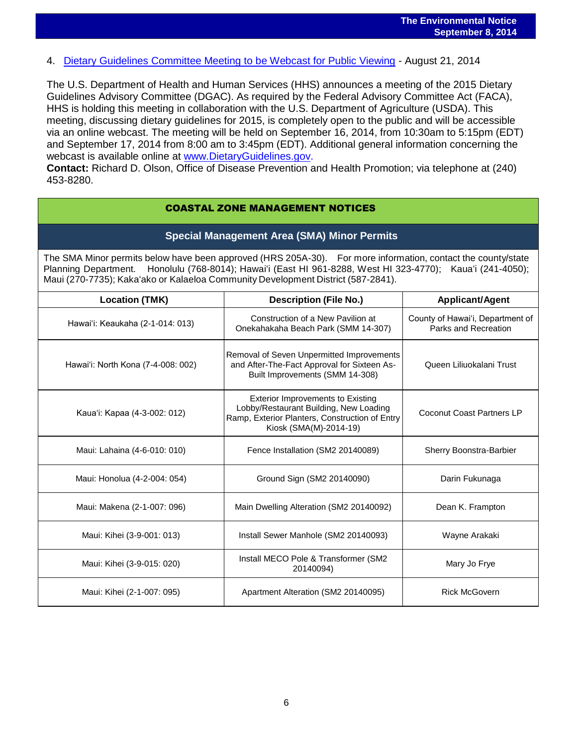4. [Dietary Guidelines Committee Meeting to be Webcast for Public Viewing](www.DietaryGuidelines.gov) - August 21, 2014

The U.S. Department of Health and Human Services (HHS) announces a meeting of the 2015 Dietary Guidelines Advisory Committee (DGAC). As required by the Federal Advisory Committee Act (FACA), HHS is holding this meeting in collaboration with the U.S. Department of Agriculture (USDA). This meeting, discussing dietary guidelines for 2015, is completely open to the public and will be accessible via an online webcast. The meeting will be held on September 16, 2014, from 10:30am to 5:15pm (EDT) and September 17, 2014 from 8:00 am to 3:45pm (EDT). Additional general information concerning the webcast is available online at www.DietaryGuidelines.gov.
**Contact:** Richard D. Olson, Office of Disease Prevention and Health Promotion; via telephone at (240) 453-8280.

## COASTAL ZONE MANAGEMENT NOTICES

### Special Management Area (SMA) Minor Permits

The SMA Minor permits below have been approved (HRS 205A-30). For more information, contact the county/state Planning Department. Honolulu (768-8014); Hawai'i (East HI 961-8288, West HI 323-4770); Kaua'i (241-4050); Maui (270-7735); Kaka'ako or Kalaeloa Community Development District (587-2841).

| Location (TMK) | Description (File No.) | Applicant/Agent |
|---|---|---|
| Hawai'i: Keaukaha (2-1-014: 013) | Construction of a New Pavilion at Onekahakaha Beach Park (SMM 14-307) | County of Hawai'i, Department of Parks and Recreation |
| Hawai'i: North Kona (7-4-008: 002) | Removal of Seven Unpermitted Improvements and After-The-Fact Approval for Sixteen As-Built Improvements (SMM 14-308) | Queen Liliuokalani Trust |
| Kaua'i: Kapaa (4-3-002: 012) | Exterior Improvements to Existing Lobby/Restaurant Building, New Loading Ramp, Exterior Planters, Construction of Entry Kiosk (SMA(M)-2014-19) | Coconut Coast Partners LP |
| Maui: Lahaina (4-6-010: 010) | Fence Installation (SM2 20140089) | Sherry Boonstra-Barbier |
| Maui: Honolua (4-2-004: 054) | Ground Sign (SM2 20140090) | Darin Fukunaga |
| Maui: Makena (2-1-007: 096) | Main Dwelling Alteration (SM2 20140092) | Dean K. Frampton |
| Maui: Kihei (3-9-001: 013) | Install Sewer Manhole (SM2 20140093) | Wayne Arakaki |
| Maui: Kihei (3-9-015: 020) | Install MECO Pole & Transformer (SM2 20140094) | Mary Jo Frye |
| Maui: Kihei (2-1-007: 095) | Apartment Alteration (SM2 20140095) | Rick McGovern |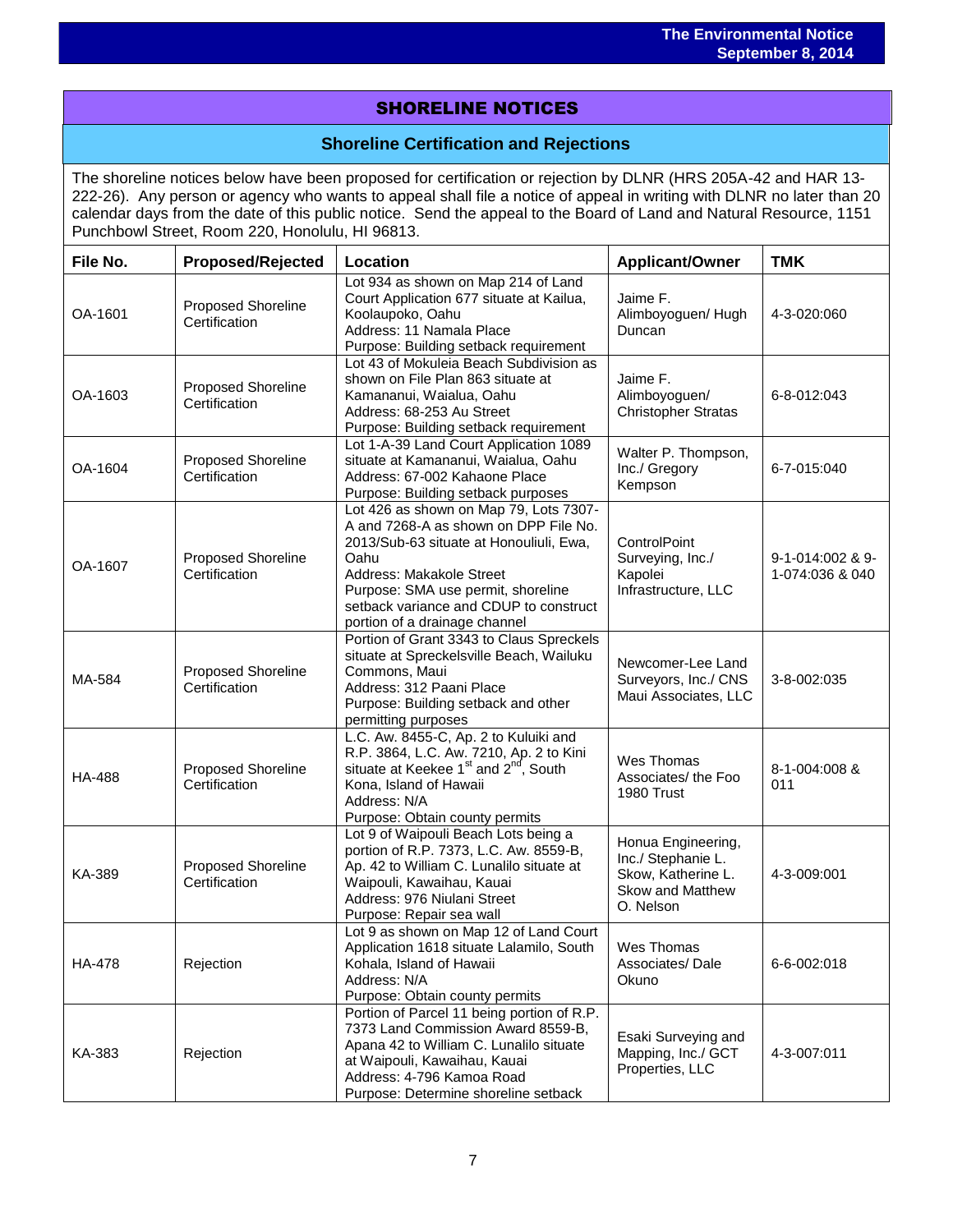## SHORELINE NOTICES

### Shoreline Certification and Rejections

The shoreline notices below have been proposed for certification or rejection by DLNR (HRS 205A-42 and HAR 13-222-26). Any person or agency who wants to appeal shall file a notice of appeal in writing with DLNR no later than 20 calendar days from the date of this public notice. Send the appeal to the Board of Land and Natural Resource, 1151 Punchbowl Street, Room 220, Honolulu, HI 96813.

| File No. | Proposed/Rejected | Location | Applicant/Owner | TMK |
|---|---|---|---|---|
| OA-1601 | Proposed Shoreline Certification | Lot 934 as shown on Map 214 of Land Court Application 677 situate at Kailua, Koolaupoko, Oahu<br>Address: 11 Namala Place<br>Purpose: Building setback requirement | Jaime F. Alimboyoguen/ Hugh Duncan | 4-3-020:060 |
| OA-1603 | Proposed Shoreline Certification | Lot 43 of Mokuleia Beach Subdivision as shown on File Plan 863 situate at Kamananui, Waialua, Oahu<br>Address: 68-253 Au Street<br>Purpose: Building setback requirement | Jaime F. Alimboyoguen/ Christopher Stratas | 6-8-012:043 |
| OA-1604 | Proposed Shoreline Certification | Lot 1-A-39 Land Court Application 1089 situate at Kamananui, Waialua, Oahu<br>Address: 67-002 Kahaone Place<br>Purpose: Building setback purposes | Walter P. Thompson, Inc./ Gregory Kempson | 6-7-015:040 |
| OA-1607 | Proposed Shoreline Certification | Lot 426 as shown on Map 79, Lots 7307-A and 7268-A as shown on DPP File No. 2013/Sub-63 situate at Honouliuli, Ewa, Oahu<br>Address: Makakole Street<br>Purpose: SMA use permit, shoreline setback variance and CDUP to construct portion of a drainage channel | ControlPoint Surveying, Inc./ Kapolei Infrastructure, LLC | 9-1-014:002 & 9-1-074:036 & 040 |
| MA-584 | Proposed Shoreline Certification | Portion of Grant 3343 to Claus Spreckels situate at Spreckelsville Beach, Wailuku Commons, Maui<br>Address: 312 Paani Place<br>Purpose: Building setback and other permitting purposes | Newcomer-Lee Land Surveyors, Inc./ CNS Maui Associates, LLC | 3-8-002:035 |
| HA-488 | Proposed Shoreline Certification | L.C. Aw. 8455-C, Ap. 2 to Kuluiki and R.P. 3864, L.C. Aw. 7210, Ap. 2 to Kini situate at Keekee 1st and 2nd, South Kona, Island of Hawaii<br>Address: N/A<br>Purpose: Obtain county permits | Wes Thomas Associates/ the Foo 1980 Trust | 8-1-004:008 & 011 |
| KA-389 | Proposed Shoreline Certification | Lot 9 of Waipouli Beach Lots being a portion of R.P. 7373, L.C. Aw. 8559-B, Ap. 42 to William C. Lunalilo situate at Waipouli, Kawaihau, Kauai<br>Address: 976 Niulani Street<br>Purpose: Repair sea wall | Honua Engineering, Inc./ Stephanie L. Skow, Katherine L. Skow and Matthew O. Nelson | 4-3-009:001 |
| HA-478 | Rejection | Lot 9 as shown on Map 12 of Land Court Application 1618 situate Lalamilo, South Kohala, Island of Hawaii<br>Address: N/A<br>Purpose: Obtain county permits | Wes Thomas Associates/ Dale Okuno | 6-6-002:018 |
| KA-383 | Rejection | Portion of Parcel 11 being portion of R.P. 7373 Land Commission Award 8559-B, Apana 42 to William C. Lunalilo situate at Waipouli, Kawaihau, Kauai<br>Address: 4-796 Kamoa Road<br>Purpose: Determine shoreline setback | Esaki Surveying and Mapping, Inc./ GCT Properties, LLC | 4-3-007:011 |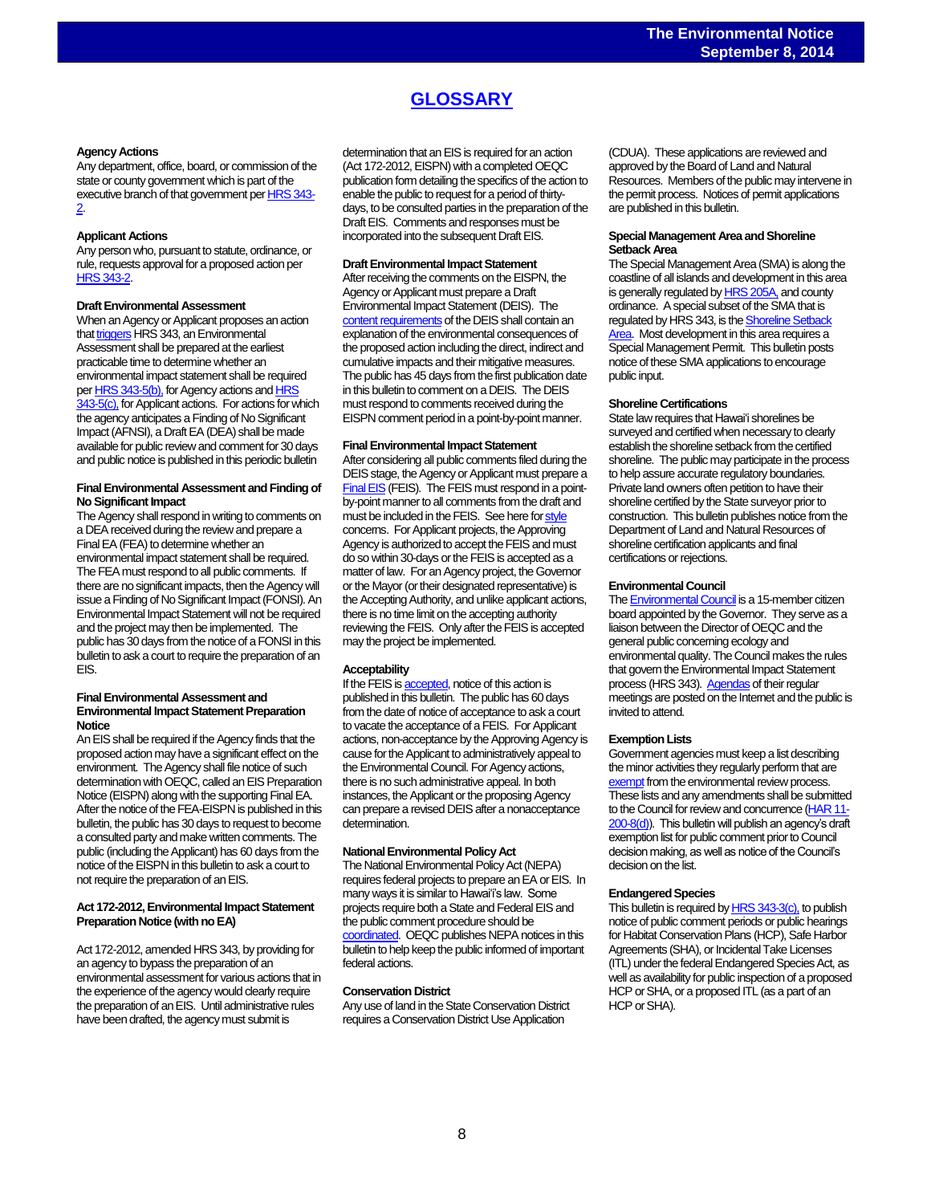# GLOSSARY

### Agency Actions

Any department, office, board, or commission of the state or county government which is part of the executive branch of that government per HRS 343-2.

### Applicant Actions

Any person who, pursuant to statute, ordinance, or rule, requests approval for a proposed action per HRS 343-2.

### Draft Environmental Assessment

When an Agency or Applicant proposes an action that triggers HRS 343, an Environmental Assessment shall be prepared at the earliest practicable time to determine whether an environmental impact statement shall be required per HRS 343-5(b), for Agency actions and HRS 343-5(c), for Applicant actions. For actions for which the agency anticipates a Finding of No Significant Impact (AFNSI), a Draft EA (DEA) shall be made available for public review and comment for 30 days and public notice is published in this periodic bulletin

### Final Environmental Assessment and Finding of No Significant Impact

The Agency shall respond in writing to comments on a DEA received during the review and prepare a Final EA (FEA) to determine whether an environmental impact statement shall be required. The FEA must respond to all public comments. If there are no significant impacts, then the Agency will issue a Finding of No Significant Impact (FONSI). An Environmental Impact Statement will not be required and the project may then be implemented. The public has 30 days from the notice of a FONSI in this bulletin to ask a court to require the preparation of an EIS.

### Final Environmental Assessment and Environmental Impact Statement Preparation Notice

An EIS shall be required if the Agency finds that the proposed action may have a significant effect on the environment. The Agency shall file notice of such determination with OEQC, called an EIS Preparation Notice (EISPN) along with the supporting Final EA. After the notice of the FEA-EISPN is published in this bulletin, the public has 30 days to request to become a consulted party and make written comments. The public (including the Applicant) has 60 days from the notice of the EISPN in this bulletin to ask a court to not require the preparation of an EIS.

### Act 172-2012, Environmental Impact Statement Preparation Notice (with no EA)

Act 172-2012, amended HRS 343, by providing for an agency to bypass the preparation of an environmental assessment for various actions that in the experience of the agency would clearly require the preparation of an EIS. Until administrative rules have been drafted, the agency must submit is determination that an EIS is required for an action (Act 172-2012, EISPN) with a completed OEQC publication form detailing the specifics of the action to enable the public to request for a period of thirty-days, to be consulted parties in the preparation of the Draft EIS. Comments and responses must be incorporated into the subsequent Draft EIS.

### Draft Environmental Impact Statement

After receiving the comments on the EISPN, the Agency or Applicant must prepare a Draft Environmental Impact Statement (DEIS). The content requirements of the DEIS shall contain an explanation of the environmental consequences of the proposed action including the direct, indirect and cumulative impacts and their mitigative measures. The public has 45 days from the first publication date in this bulletin to comment on a DEIS. The DEIS must respond to comments received during the EISPN comment period in a point-by-point manner.

### Final Environmental Impact Statement

After considering all public comments filed during the DEIS stage, the Agency or Applicant must prepare a Final EIS (FEIS). The FEIS must respond in a point-by-point manner to all comments from the draft and must be included in the FEIS. See here for style concerns. For Applicant projects, the Approving Agency is authorized to accept the FEIS and must do so within 30-days or the FEIS is accepted as a matter of law. For an Agency project, the Governor or the Mayor (or their designated representative) is the Accepting Authority, and unlike applicant actions, there is no time limit on the accepting authority reviewing the FEIS. Only after the FEIS is accepted may the project be implemented.

### Acceptability

If the FEIS is accepted, notice of this action is published in this bulletin. The public has 60 days from the date of notice of acceptance to ask a court to vacate the acceptance of a FEIS. For Applicant actions, non-acceptance by the Approving Agency is cause for the Applicant to administratively appeal to the Environmental Council. For Agency actions, there is no such administrative appeal. In both instances, the Applicant or the proposing Agency can prepare a revised DEIS after a nonacceptance determination.

### National Environmental Policy Act

The National Environmental Policy Act (NEPA) requires federal projects to prepare an EA or EIS. In many ways it is similar to Hawai'i's law. Some projects require both a State and Federal EIS and the public comment procedure should be coordinated. OEQC publishes NEPA notices in this bulletin to help keep the public informed of important federal actions.

### Conservation District

Any use of land in the State Conservation District requires a Conservation District Use Application (CDUA). These applications are reviewed and approved by the Board of Land and Natural Resources. Members of the public may intervene in the permit process. Notices of permit applications are published in this bulletin.

### Special Management Area and Shoreline Setback Area

The Special Management Area (SMA) is along the coastline of all islands and development in this area is generally regulated by HRS 205A, and county ordinance. A special subset of the SMA that is regulated by HRS 343, is the Shoreline Setback Area. Most development in this area requires a Special Management Permit. This bulletin posts notice of these SMA applications to encourage public input.

### Shoreline Certifications

State law requires that Hawai'i shorelines be surveyed and certified when necessary to clearly establish the shoreline setback from the certified shoreline. The public may participate in the process to help assure accurate regulatory boundaries. Private land owners often petition to have their shoreline certified by the State surveyor prior to construction. This bulletin publishes notice from the Department of Land and Natural Resources of shoreline certification applicants and final certifications or rejections.

### Environmental Council

The Environmental Council is a 15-member citizen board appointed by the Governor. They serve as a liaison between the Director of OEQC and the general public concerning ecology and environmental quality. The Council makes the rules that govern the Environmental Impact Statement process (HRS 343). Agendas of their regular meetings are posted on the Internet and the public is invited to attend.

### Exemption Lists

Government agencies must keep a list describing the minor activities they regularly perform that are exempt from the environmental review process. These lists and any amendments shall be submitted to the Council for review and concurrence (HAR 11-200-8(d)). This bulletin will publish an agency's draft exemption list for public comment prior to Council decision making, as well as notice of the Council's decision on the list.

### Endangered Species

This bulletin is required by HRS 343-3(c), to publish notice of public comment periods or public hearings for Habitat Conservation Plans (HCP), Safe Harbor Agreements (SHA), or Incidental Take Licenses (ITL) under the federal Endangered Species Act, as well as availability for public inspection of a proposed HCP or SHA, or a proposed ITL (as a part of an HCP or SHA).